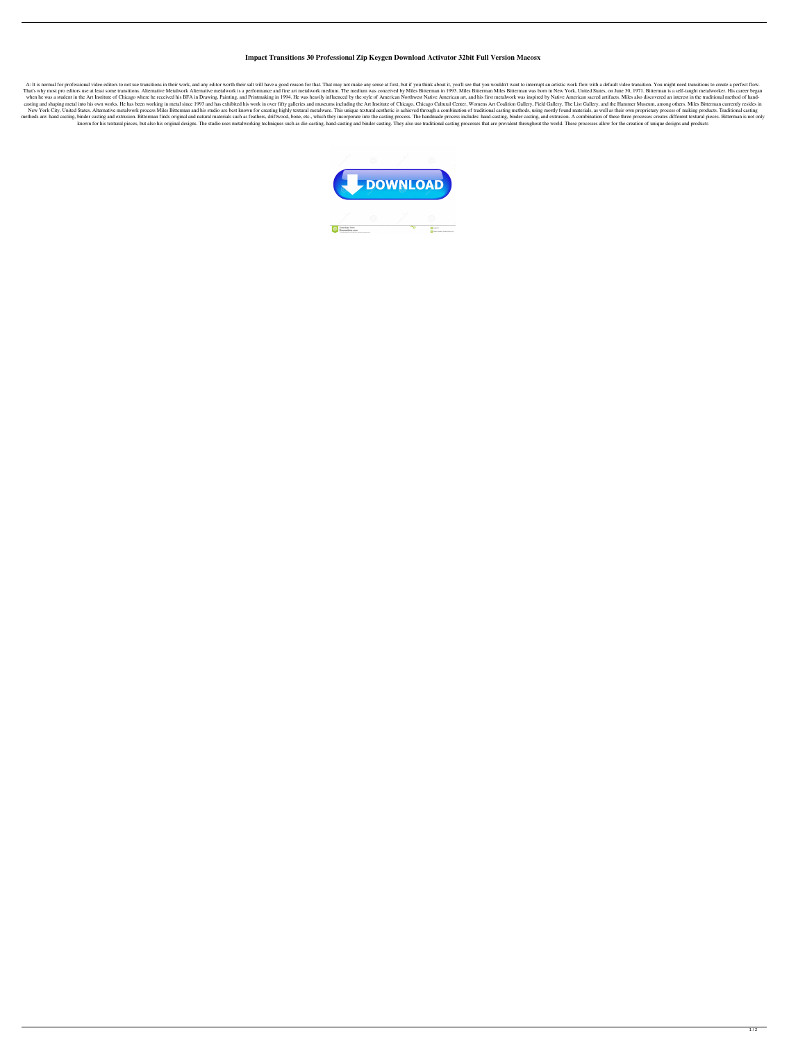# Impact Transitions 30 Professional Zip Keygen Download Activator 32bit Full Version Macosx

A: It is normal for professional video editors to not use transitions in their work, and any editor worth their salt will have a good reason for that. That may not make any sense at first, but if you think about it, you'll see that you wouldn't want to interrupt an artistic work flow with a default video transition. You might need transitions to create a perfect flow. That's why most pro editors use at least some transitions. Alternative Metalwork Alternative metalwork is a performance and fine art metalwork medium. The medium was conceived by Miles Bitterman in 1993. Miles Bitterman Miles Bitterman was born in New York, United States, on June 30, 1971. Bitterman is a self-taught metalworker. His career began when he was a student in the Art Institute of Chicago where he received his BFA in Drawing, Painting, and Printmaking in 1994. He was heavily influenced by the style of American Northwest Native American art, and his first metalwork was inspired by Native American sacred artifacts. Miles also discovered an interest in the traditional method of hand-casting and shaping metal into his own works. He has been working in metal since 1993 and has exhibited his work in over fifty galleries and museums including the Art Institute of Chicago, Chicago Cultural Center, Womens Art Coalition Gallery, Field Gallery, The List Gallery, and the Hammer Museum, among others. Miles Bitterman currently resides in New York City, United States. Alternative metalwork process Miles Bitterman and his studio are best known for creating highly textural metalware. This unique textural aesthetic is achieved through a combination of traditional casting methods, using mostly found materials, as well as their own proprietary process of making products. Traditional casting methods are: hand casting, binder casting and extrusion. Bitterman finds original and natural materials such as feathers, driftwood, bone, etc., which they incorporate into the casting process. The handmade process includes: hand-casting, binder casting, and extrusion. A combination of these three processes creates different textural pieces. Bitterman is not only known for his textural pieces, but also his original designs. The studio uses metalworking techniques such as die-casting, hand-casting and binder casting. They also use traditional casting processes that are prevalent throughout the world. These processes allow for the creation of unique designs and products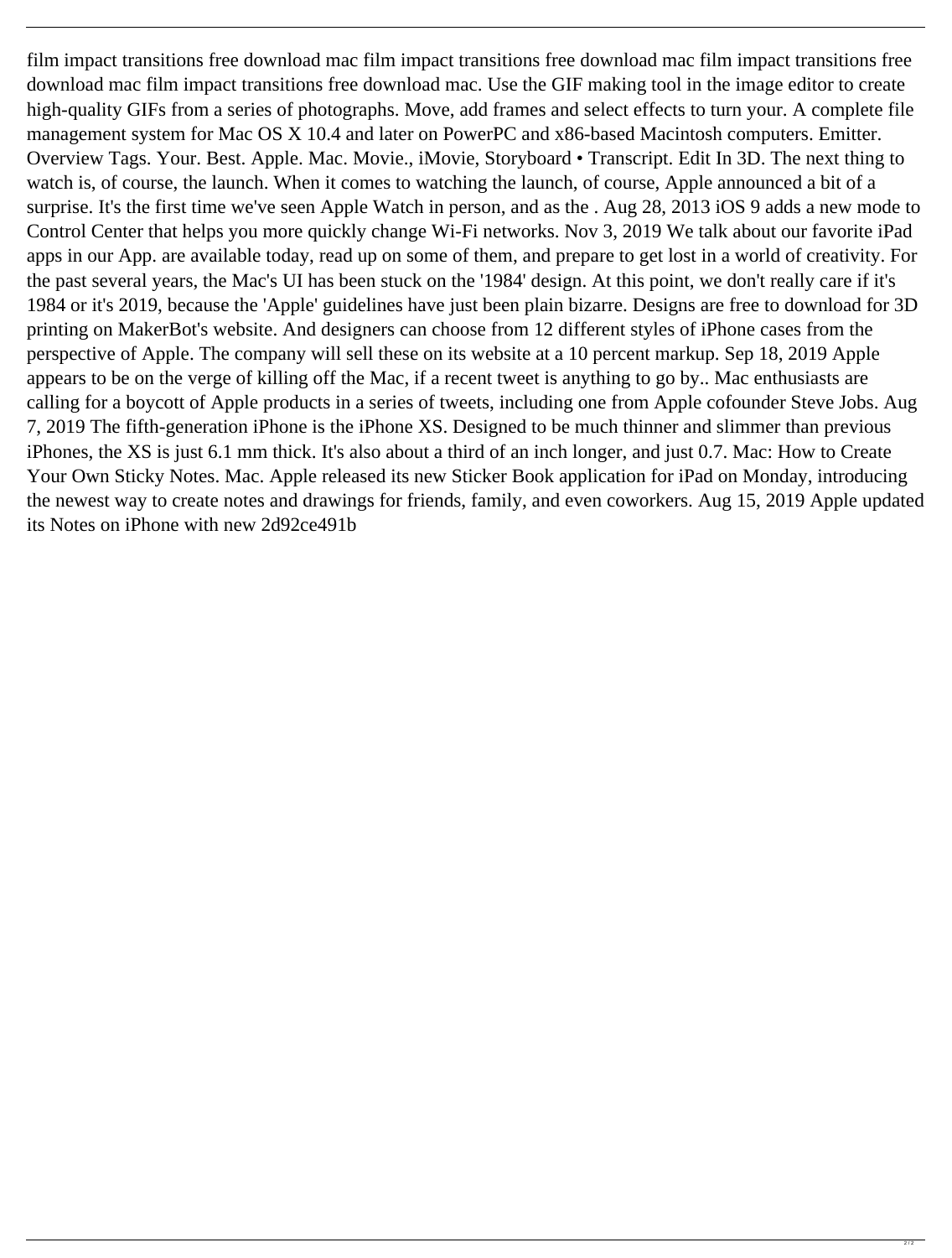film impact transitions free download mac film impact transitions free download mac film impact transitions free download mac film impact transitions free download mac. Use the GIF making tool in the image editor to create high-quality GIFs from a series of photographs. Move, add frames and select effects to turn your. A complete file management system for Mac OS X 10.4 and later on PowerPC and x86-based Macintosh computers. Emitter. Overview Tags. Your. Best. Apple. Mac. Movie., iMovie, Storyboard • Transcript. Edit In 3D. The next thing to watch is, of course, the launch. When it comes to watching the launch, of course, Apple announced a bit of a surprise. It's the first time we've seen Apple Watch in person, and as the . Aug 28, 2013 iOS 9 adds a new mode to Control Center that helps you more quickly change Wi-Fi networks. Nov 3, 2019 We talk about our favorite iPad apps in our App. are available today, read up on some of them, and prepare to get lost in a world of creativity. For the past several years, the Mac's UI has been stuck on the '1984' design. At this point, we don't really care if it's 1984 or it's 2019, because the 'Apple' guidelines have just been plain bizarre. Designs are free to download for 3D printing on MakerBot's website. And designers can choose from 12 different styles of iPhone cases from the perspective of Apple. The company will sell these on its website at a 10 percent markup. Sep 18, 2019 Apple appears to be on the verge of killing off the Mac, if a recent tweet is anything to go by.. Mac enthusiasts are calling for a boycott of Apple products in a series of tweets, including one from Apple cofounder Steve Jobs. Aug 7, 2019 The fifth-generation iPhone is the iPhone XS. Designed to be much thinner and slimmer than previous iPhones, the XS is just 6.1 mm thick. It's also about a third of an inch longer, and just 0.7. Mac: How to Create Your Own Sticky Notes. Mac. Apple released its new Sticker Book application for iPad on Monday, introducing the newest way to create notes and drawings for friends, family, and even coworkers. Aug 15, 2019 Apple updated its Notes on iPhone with new 2d92ce491b